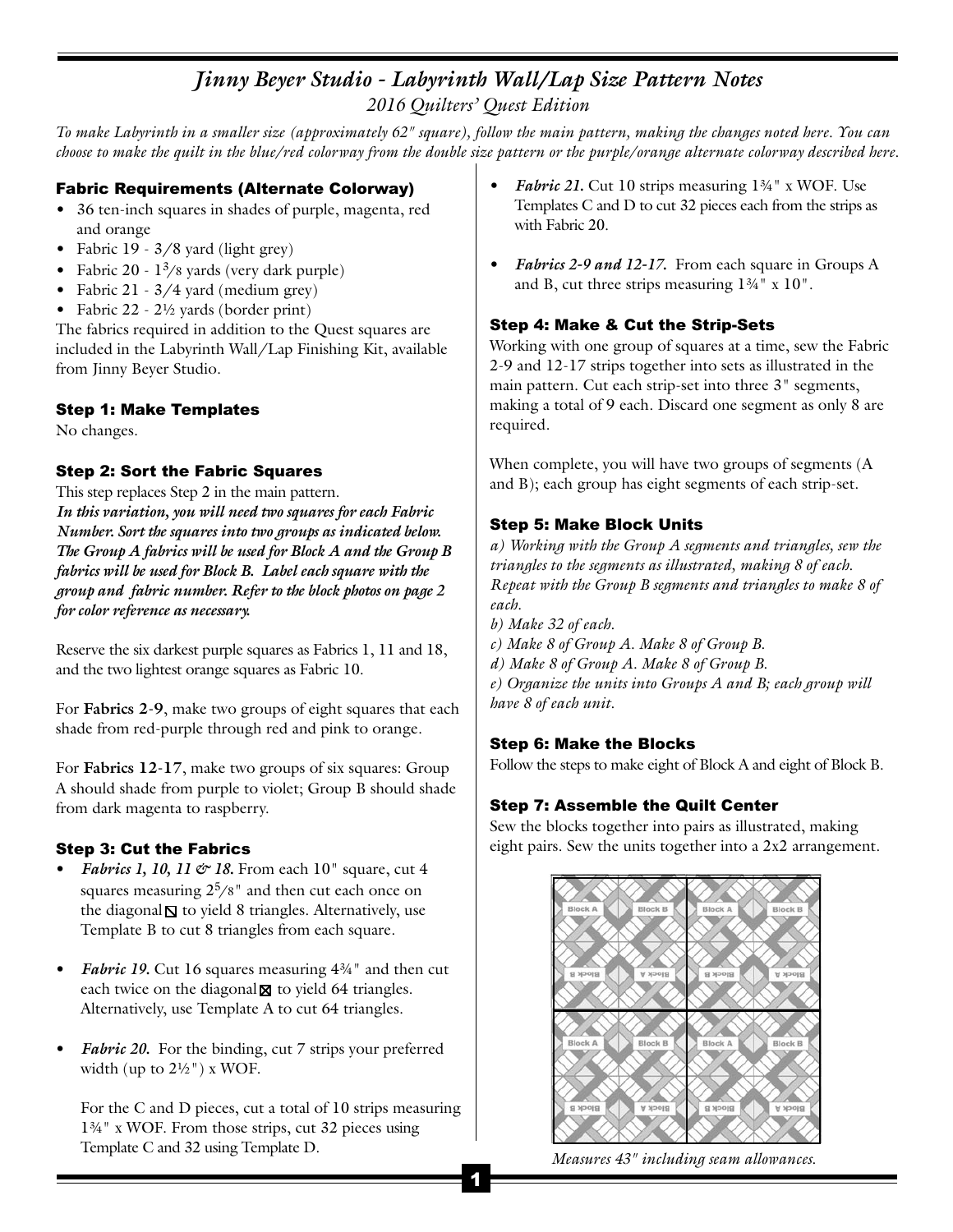# *Jinny Beyer Studio - Labyrinth Wall/Lap Size Pattern Notes*

*2016 Quilters' Quest Edition*

*To make Labyrinth in a smaller size (approximately 62" square), follow the main pattern, making the changes noted here. You can choose to make the quilt in the blue/red colorway from the double size pattern or the purple/orange alternate colorway described here.*

### Fabric Requirements (Alternate Colorway)

- 36 ten-inch squares in shades of purple, magenta, red and orange
- Fabric 19 - 3/8 yard (light grey)
- Fabric 20 - 1 3/8 yards (very dark purple)
- Fabric 21 - 3/4 yard (medium grey)
- Fabric 22 - 2½ yards (border print)

The fabrics required in addition to the Quest squares are included in the Labyrinth Wall/Lap Finishing Kit, available from Jinny Beyer Studio.

### Step 1: Make Templates

No changes.

### Step 2: Sort the Fabric Squares

This step replaces Step 2 in the main pattern.
***In this variation, you will need two squares for each Fabric Number. Sort the squares into two groups as indicated below. The Group A fabrics will be used for Block A and the Group B fabrics will be used for Block B. Label each square with the group and fabric number. Refer to the block photos on page 2 for color reference as necessary.***

Reserve the six darkest purple squares as Fabrics 1, 11 and 18, and the two lightest orange squares as Fabric 10.

For **Fabrics 2-9**, make two groups of eight squares that each shade from red-purple through red and pink to orange.

For **Fabrics 12-17**, make two groups of six squares: Group A should shade from purple to violet; Group B should shade from dark magenta to raspberry.

### Step 3: Cut the Fabrics

- ***Fabrics 1, 10, 11 & 18.*** From each 10" square, cut 4 squares measuring 2 5/8" and then cut each once on the diagonal ⧅ to yield 8 triangles. Alternatively, use Template B to cut 8 triangles from each square.
- ***Fabric 19.*** Cut 16 squares measuring 4¾" and then cut each twice on the diagonal ⊠ to yield 64 triangles. Alternatively, use Template A to cut 64 triangles.
- ***Fabric 20.*** For the binding, cut 7 strips your preferred width (up to 2½") x WOF.

  For the C and D pieces, cut a total of 10 strips measuring 1¾" x WOF. From those strips, cut 32 pieces using Template C and 32 using Template D.
- ***Fabric 21.*** Cut 10 strips measuring 1¾" x WOF. Use Templates C and D to cut 32 pieces each from the strips as with Fabric 20.
- ***Fabrics 2-9 and 12-17.*** From each square in Groups A and B, cut three strips measuring 1¾" x 10".

### Step 4: Make & Cut the Strip-Sets

Working with one group of squares at a time, sew the Fabric 2-9 and 12-17 strips together into sets as illustrated in the main pattern. Cut each strip-set into three 3" segments, making a total of 9 each. Discard one segment as only 8 are required.

When complete, you will have two groups of segments (A and B); each group has eight segments of each strip-set.

### Step 5: Make Block Units

*a) Working with the Group A segments and triangles, sew the triangles to the segments as illustrated, making 8 of each. Repeat with the Group B segments and triangles to make 8 of each.*
*b) Make 32 of each.*
*c) Make 8 of Group A. Make 8 of Group B.*
*d) Make 8 of Group A. Make 8 of Group B.*
*e) Organize the units into Groups A and B; each group will have 8 of each unit.*

### Step 6: Make the Blocks

Follow the steps to make eight of Block A and eight of Block B.

### Step 7: Assemble the Quilt Center

Sew the blocks together into pairs as illustrated, making eight pairs. Sew the units together into a 2x2 arrangement.

*Measures 43" including seam allowances.*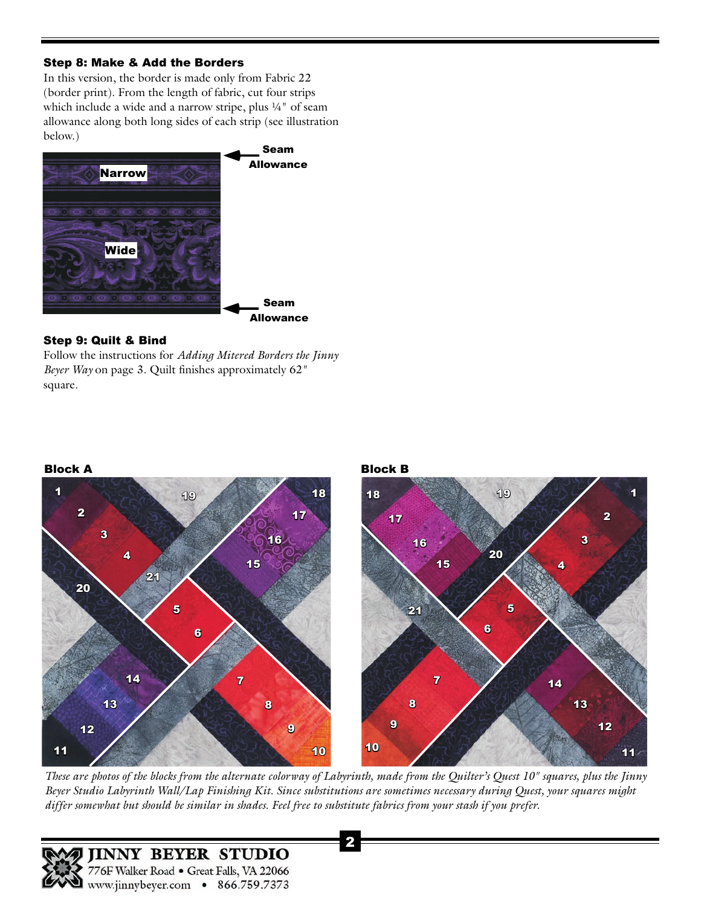### Step 8: Make & Add the Borders

In this version, the border is made only from Fabric 22 (border print). From the length of fabric, cut four strips which include a wide and a narrow stripe, plus ¼" of seam allowance along both long sides of each strip (see illustration below.)

Seam Allowance

Narrow

Wide

Seam Allowance

### Step 9: Quilt & Bind

Follow the instructions for *Adding Mitered Borders the Jinny Beyer Way* on page 3. Quilt finishes approximately 62" square.

**Block A**

**Block B**

*These are photos of the blocks from the alternate colorway of Labyrinth, made from the Quilter's Quest 10" squares, plus the Jinny Beyer Studio Labyrinth Wall/Lap Finishing Kit. Since substitutions are sometimes necessary during Quest, your squares might differ somewhat but should be similar in shades. Feel free to substitute fabrics from your stash if you prefer.*

JINNY BEYER STUDIO
776F Walker Road • Great Falls, VA 22066
www.jinnybeyer.com • 866.759.7373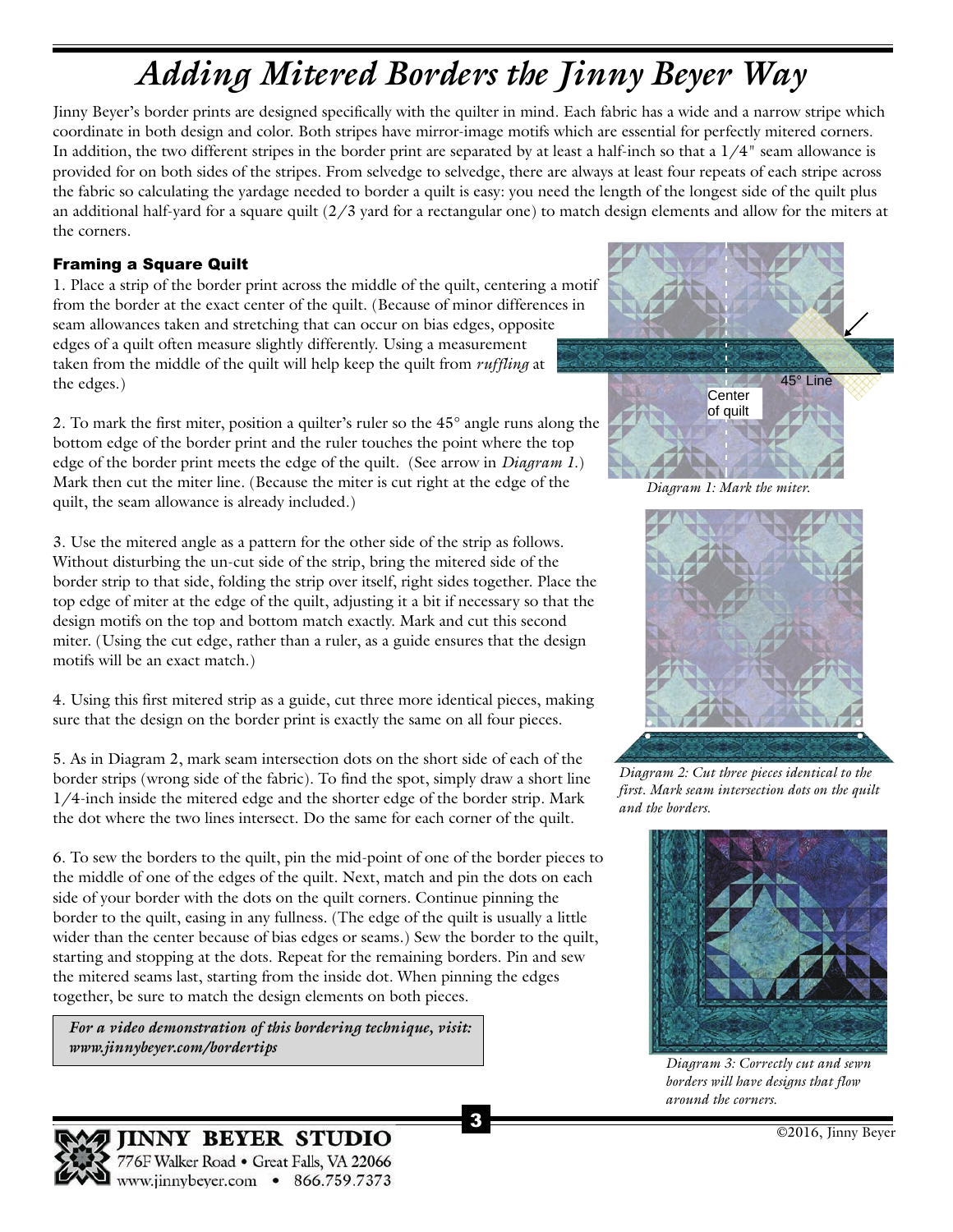# *Adding Mitered Borders the Jinny Beyer Way*

Jinny Beyer's border prints are designed specifically with the quilter in mind. Each fabric has a wide and a narrow stripe which coordinate in both design and color. Both stripes have mirror-image motifs which are essential for perfectly mitered corners. In addition, the two different stripes in the border print are separated by at least a half-inch so that a 1/4" seam allowance is provided for on both sides of the stripes. From selvedge to selvedge, there are always at least four repeats of each stripe across the fabric so calculating the yardage needed to border a quilt is easy: you need the length of the longest side of the quilt plus an additional half-yard for a square quilt (2/3 yard for a rectangular one) to match design elements and allow for the miters at the corners.

### Framing a Square Quilt

1. Place a strip of the border print across the middle of the quilt, centering a motif from the border at the exact center of the quilt. (Because of minor differences in seam allowances taken and stretching that can occur on bias edges, opposite edges of a quilt often measure slightly differently. Using a measurement taken from the middle of the quilt will help keep the quilt from *ruffling* at the edges.)

2. To mark the first miter, position a quilter's ruler so the 45° angle runs along the bottom edge of the border print and the ruler touches the point where the top edge of the border print meets the edge of the quilt. (See arrow in *Diagram 1*.) Mark then cut the miter line. (Because the miter is cut right at the edge of the quilt, the seam allowance is already included.)

3. Use the mitered angle as a pattern for the other side of the strip as follows. Without disturbing the un-cut side of the strip, bring the mitered side of the border strip to that side, folding the strip over itself, right sides together. Place the top edge of miter at the edge of the quilt, adjusting it a bit if necessary so that the design motifs on the top and bottom match exactly. Mark and cut this second miter. (Using the cut edge, rather than a ruler, as a guide ensures that the design motifs will be an exact match.)

4. Using this first mitered strip as a guide, cut three more identical pieces, making sure that the design on the border print is exactly the same on all four pieces.

5. As in Diagram 2, mark seam intersection dots on the short side of each of the border strips (wrong side of the fabric). To find the spot, simply draw a short line 1/4-inch inside the mitered edge and the shorter edge of the border strip. Mark the dot where the two lines intersect. Do the same for each corner of the quilt.

6. To sew the borders to the quilt, pin the mid-point of one of the border pieces to the middle of one of the edges of the quilt. Next, match and pin the dots on each side of your border with the dots on the quilt corners. Continue pinning the border to the quilt, easing in any fullness. (The edge of the quilt is usually a little wider than the center because of bias edges or seams.) Sew the border to the quilt, starting and stopping at the dots. Repeat for the remaining borders. Pin and sew the mitered seams last, starting from the inside dot. When pinning the edges together, be sure to match the design elements on both pieces.

***For a video demonstration of this bordering technique, visit: www.jinnybeyer.com/bordertips***

45° Line

Center of quilt

*Diagram 1: Mark the miter.*

*Diagram 2: Cut three pieces identical to the first. Mark seam intersection dots on the quilt and the borders.*

*Diagram 3: Correctly cut and sewn borders will have designs that flow around the corners.*

**JINNY BEYER STUDIO**
776F Walker Road • Great Falls, VA 22066
www.jinnybeyer.com • 866.759.7373

©2016, Jinny Beyer